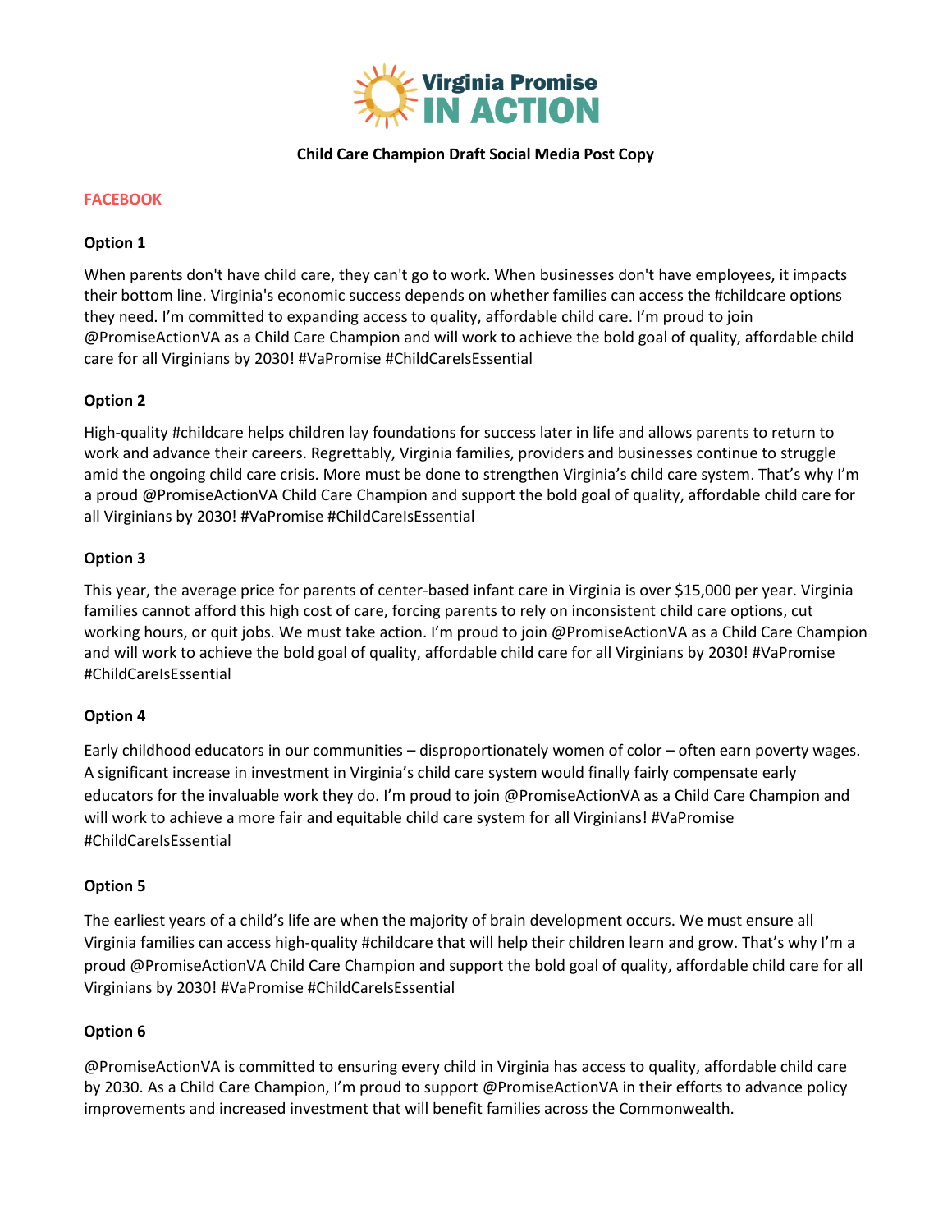Virginia Promise IN ACTION

**Child Care Champion Draft Social Media Post Copy**

## FACEBOOK

### Option 1

When parents don't have child care, they can't go to work. When businesses don't have employees, it impacts their bottom line. Virginia's economic success depends on whether families can access the #childcare options they need. I'm committed to expanding access to quality, affordable child care. I'm proud to join @PromiseActionVA as a Child Care Champion and will work to achieve the bold goal of quality, affordable child care for all Virginians by 2030! #VaPromise #ChildCareIsEssential

### Option 2

High-quality #childcare helps children lay foundations for success later in life and allows parents to return to work and advance their careers. Regrettably, Virginia families, providers and businesses continue to struggle amid the ongoing child care crisis. More must be done to strengthen Virginia's child care system. That's why I'm a proud @PromiseActionVA Child Care Champion and support the bold goal of quality, affordable child care for all Virginians by 2030! #VaPromise #ChildCareIsEssential

### Option 3

This year, the average price for parents of center-based infant care in Virginia is over $15,000 per year. Virginia families cannot afford this high cost of care, forcing parents to rely on inconsistent child care options, cut working hours, or quit jobs. We must take action. I'm proud to join @PromiseActionVA as a Child Care Champion and will work to achieve the bold goal of quality, affordable child care for all Virginians by 2030! #VaPromise #ChildCareIsEssential

### Option 4

Early childhood educators in our communities – disproportionately women of color – often earn poverty wages. A significant increase in investment in Virginia's child care system would finally fairly compensate early educators for the invaluable work they do. I'm proud to join @PromiseActionVA as a Child Care Champion and will work to achieve a more fair and equitable child care system for all Virginians! #VaPromise #ChildCareIsEssential

### Option 5

The earliest years of a child's life are when the majority of brain development occurs. We must ensure all Virginia families can access high-quality #childcare that will help their children learn and grow. That's why I'm a proud @PromiseActionVA Child Care Champion and support the bold goal of quality, affordable child care for all Virginians by 2030! #VaPromise #ChildCareIsEssential

### Option 6

@PromiseActionVA is committed to ensuring every child in Virginia has access to quality, affordable child care by 2030. As a Child Care Champion, I'm proud to support @PromiseActionVA in their efforts to advance policy improvements and increased investment that will benefit families across the Commonwealth.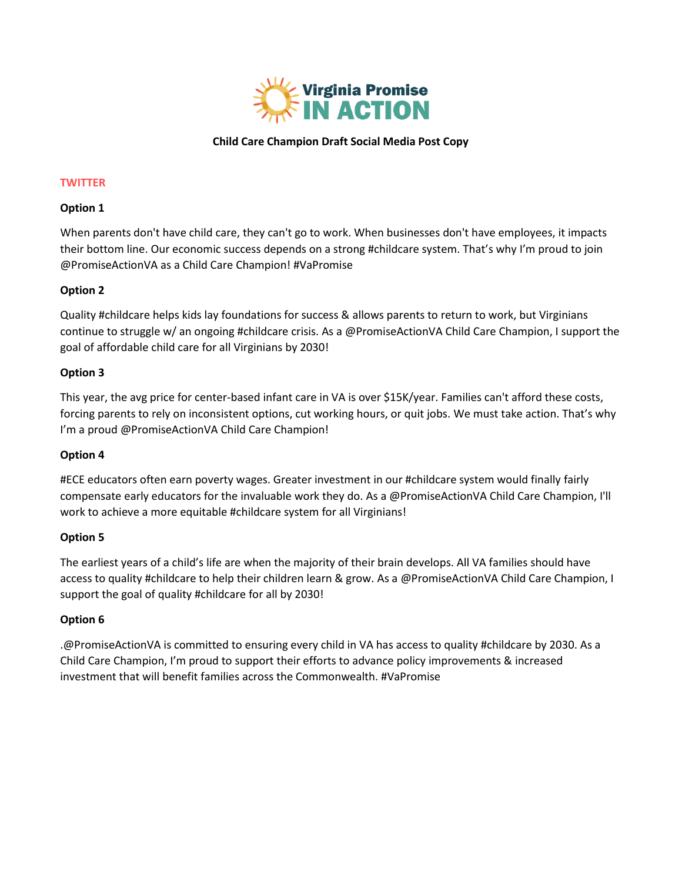Virginia Promise
IN ACTION

**Child Care Champion Draft Social Media Post Copy**

## TWITTER

**Option 1**

When parents don't have child care, they can't go to work. When businesses don't have employees, it impacts their bottom line. Our economic success depends on a strong #childcare system. That's why I'm proud to join @PromiseActionVA as a Child Care Champion! #VaPromise

**Option 2**

Quality #childcare helps kids lay foundations for success & allows parents to return to work, but Virginians continue to struggle w/ an ongoing #childcare crisis. As a @PromiseActionVA Child Care Champion, I support the goal of affordable child care for all Virginians by 2030!

**Option 3**

This year, the avg price for center-based infant care in VA is over $15K/year. Families can't afford these costs, forcing parents to rely on inconsistent options, cut working hours, or quit jobs. We must take action. That's why I'm a proud @PromiseActionVA Child Care Champion!

**Option 4**

#ECE educators often earn poverty wages. Greater investment in our #childcare system would finally fairly compensate early educators for the invaluable work they do. As a @PromiseActionVA Child Care Champion, I'll work to achieve a more equitable #childcare system for all Virginians!

**Option 5**

The earliest years of a child's life are when the majority of their brain develops. All VA families should have access to quality #childcare to help their children learn & grow. As a @PromiseActionVA Child Care Champion, I support the goal of quality #childcare for all by 2030!

**Option 6**

.@PromiseActionVA is committed to ensuring every child in VA has access to quality #childcare by 2030. As a Child Care Champion, I'm proud to support their efforts to advance policy improvements & increased investment that will benefit families across the Commonwealth. #VaPromise